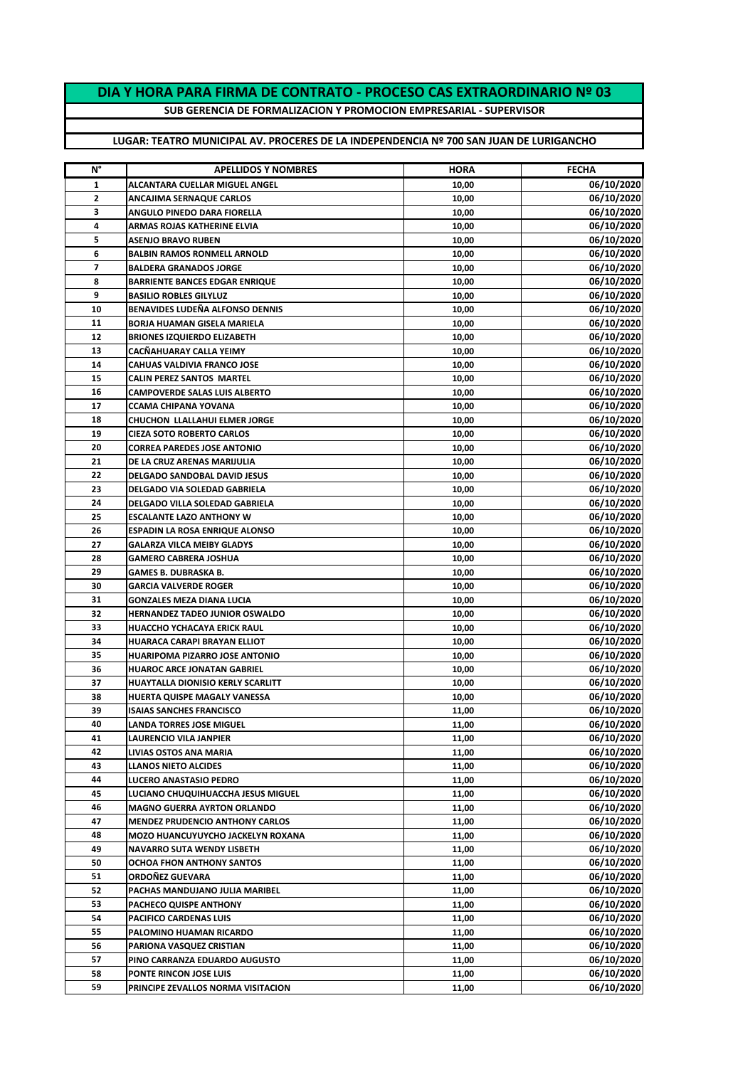# DIA Y HORA PARA FIRMA DE CONTRATO - PROCESO CAS EXTRAORDINARIO Nº 03

## SUB GERENCIA DE FORMALIZACION Y PROMOCION EMPRESARIAL - SUPERVISOR

**LUGAR: TEATRO MUNICIPAL AV. PROCERES DE LA INDEPENDENCIA Nº 700 SAN JUAN DE LURIGANCHO**

| N° | APELLIDOS Y NOMBRES | HORA | FECHA |
|---|---|---|---|
| 1 | ALCANTARA CUELLAR MIGUEL ANGEL | 10,00 | 06/10/2020 |
| 2 | ANCAJIMA SERNAQUE CARLOS | 10,00 | 06/10/2020 |
| 3 | ANGULO PINEDO DARA FIORELLA | 10,00 | 06/10/2020 |
| 4 | ARMAS ROJAS KATHERINE ELVIA | 10,00 | 06/10/2020 |
| 5 | ASENJO BRAVO RUBEN | 10,00 | 06/10/2020 |
| 6 | BALBIN RAMOS RONMELL ARNOLD | 10,00 | 06/10/2020 |
| 7 | BALDERA GRANADOS JORGE | 10,00 | 06/10/2020 |
| 8 | BARRIENTE BANCES EDGAR ENRIQUE | 10,00 | 06/10/2020 |
| 9 | BASILIO ROBLES GILYLUZ | 10,00 | 06/10/2020 |
| 10 | BENAVIDES LUDEÑA ALFONSO DENNIS | 10,00 | 06/10/2020 |
| 11 | BORJA HUAMAN GISELA MARIELA | 10,00 | 06/10/2020 |
| 12 | BRIONES IZQUIERDO ELIZABETH | 10,00 | 06/10/2020 |
| 13 | CACÑAHUARAY CALLA YEIMY | 10,00 | 06/10/2020 |
| 14 | CAHUAS VALDIVIA FRANCO JOSE | 10,00 | 06/10/2020 |
| 15 | CALIN PEREZ SANTOS MARTEL | 10,00 | 06/10/2020 |
| 16 | CAMPOVERDE SALAS LUIS ALBERTO | 10,00 | 06/10/2020 |
| 17 | CCAMA CHIPANA YOVANA | 10,00 | 06/10/2020 |
| 18 | CHUCHON LLALLAHUI ELMER JORGE | 10,00 | 06/10/2020 |
| 19 | CIEZA SOTO ROBERTO CARLOS | 10,00 | 06/10/2020 |
| 20 | CORREA PAREDES JOSE ANTONIO | 10,00 | 06/10/2020 |
| 21 | DE LA CRUZ ARENAS MARIJULIA | 10,00 | 06/10/2020 |
| 22 | DELGADO SANDOBAL DAVID JESUS | 10,00 | 06/10/2020 |
| 23 | DELGADO VIA SOLEDAD GABRIELA | 10,00 | 06/10/2020 |
| 24 | DELGADO VILLA SOLEDAD GABRIELA | 10,00 | 06/10/2020 |
| 25 | ESCALANTE LAZO ANTHONY W | 10,00 | 06/10/2020 |
| 26 | ESPADIN LA ROSA ENRIQUE ALONSO | 10,00 | 06/10/2020 |
| 27 | GALARZA VILCA MEIBY GLADYS | 10,00 | 06/10/2020 |
| 28 | GAMERO CABRERA JOSHUA | 10,00 | 06/10/2020 |
| 29 | GAMES B. DUBRASKA B. | 10,00 | 06/10/2020 |
| 30 | GARCIA VALVERDE ROGER | 10,00 | 06/10/2020 |
| 31 | GONZALES MEZA DIANA LUCIA | 10,00 | 06/10/2020 |
| 32 | HERNANDEZ TADEO JUNIOR OSWALDO | 10,00 | 06/10/2020 |
| 33 | HUACCHO YCHACAYA ERICK RAUL | 10,00 | 06/10/2020 |
| 34 | HUARACA CARAPI BRAYAN ELLIOT | 10,00 | 06/10/2020 |
| 35 | HUARIPOMA PIZARRO JOSE ANTONIO | 10,00 | 06/10/2020 |
| 36 | HUAROC ARCE JONATAN GABRIEL | 10,00 | 06/10/2020 |
| 37 | HUAYTALLA DIONISIO KERLY SCARLITT | 10,00 | 06/10/2020 |
| 38 | HUERTA QUISPE MAGALY VANESSA | 10,00 | 06/10/2020 |
| 39 | ISAIAS SANCHES FRANCISCO | 11,00 | 06/10/2020 |
| 40 | LANDA TORRES JOSE MIGUEL | 11,00 | 06/10/2020 |
| 41 | LAURENCIO VILA JANPIER | 11,00 | 06/10/2020 |
| 42 | LIVIAS OSTOS ANA MARIA | 11,00 | 06/10/2020 |
| 43 | LLANOS NIETO ALCIDES | 11,00 | 06/10/2020 |
| 44 | LUCERO ANASTASIO PEDRO | 11,00 | 06/10/2020 |
| 45 | LUCIANO CHUQUIHUACCHA JESUS MIGUEL | 11,00 | 06/10/2020 |
| 46 | MAGNO GUERRA AYRTON ORLANDO | 11,00 | 06/10/2020 |
| 47 | MENDEZ PRUDENCIO ANTHONY CARLOS | 11,00 | 06/10/2020 |
| 48 | MOZO HUANCUYUYCHO JACKELYN ROXANA | 11,00 | 06/10/2020 |
| 49 | NAVARRO SUTA WENDY LISBETH | 11,00 | 06/10/2020 |
| 50 | OCHOA FHON ANTHONY SANTOS | 11,00 | 06/10/2020 |
| 51 | ORDOÑEZ GUEVARA | 11,00 | 06/10/2020 |
| 52 | PACHAS MANDUJANO JULIA MARIBEL | 11,00 | 06/10/2020 |
| 53 | PACHECO QUISPE ANTHONY | 11,00 | 06/10/2020 |
| 54 | PACIFICO CARDENAS LUIS | 11,00 | 06/10/2020 |
| 55 | PALOMINO HUAMAN RICARDO | 11,00 | 06/10/2020 |
| 56 | PARIONA VASQUEZ CRISTIAN | 11,00 | 06/10/2020 |
| 57 | PINO CARRANZA EDUARDO AUGUSTO | 11,00 | 06/10/2020 |
| 58 | PONTE RINCON JOSE LUIS | 11,00 | 06/10/2020 |
| 59 | PRINCIPE ZEVALLOS NORMA VISITACION | 11,00 | 06/10/2020 |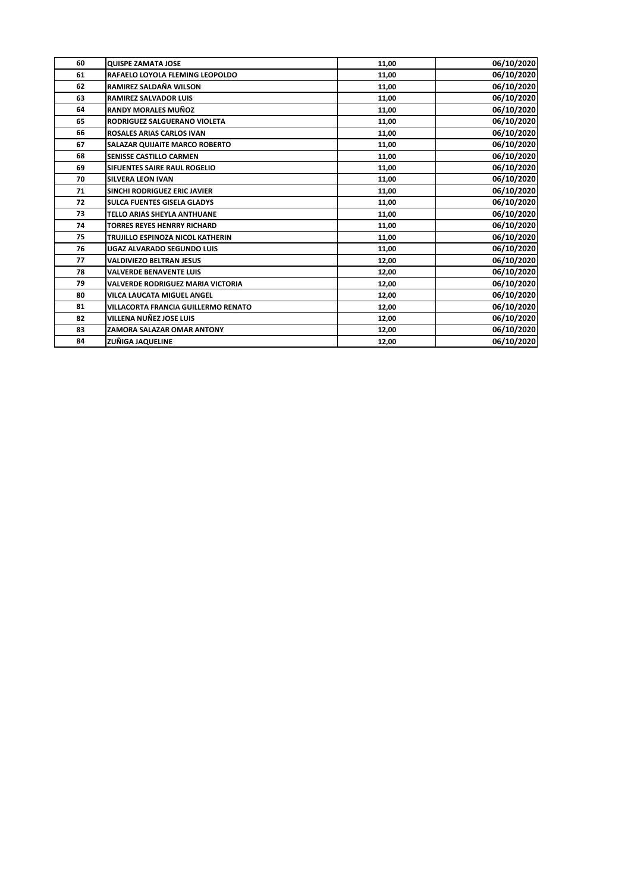| | | | |
|---|---|---|---|
| 60 | QUISPE ZAMATA JOSE | 11,00 | 06/10/2020 |
| 61 | RAFAELO LOYOLA FLEMING LEOPOLDO | 11,00 | 06/10/2020 |
| 62 | RAMIREZ SALDAÑA WILSON | 11,00 | 06/10/2020 |
| 63 | RAMIREZ SALVADOR LUIS | 11,00 | 06/10/2020 |
| 64 | RANDY MORALES MUÑOZ | 11,00 | 06/10/2020 |
| 65 | RODRIGUEZ SALGUERANO VIOLETA | 11,00 | 06/10/2020 |
| 66 | ROSALES ARIAS CARLOS IVAN | 11,00 | 06/10/2020 |
| 67 | SALAZAR QUIJAITE MARCO ROBERTO | 11,00 | 06/10/2020 |
| 68 | SENISSE CASTILLO CARMEN | 11,00 | 06/10/2020 |
| 69 | SIFUENTES SAIRE RAUL ROGELIO | 11,00 | 06/10/2020 |
| 70 | SILVERA LEON IVAN | 11,00 | 06/10/2020 |
| 71 | SINCHI RODRIGUEZ ERIC JAVIER | 11,00 | 06/10/2020 |
| 72 | SULCA FUENTES GISELA GLADYS | 11,00 | 06/10/2020 |
| 73 | TELLO ARIAS SHEYLA ANTHUANE | 11,00 | 06/10/2020 |
| 74 | TORRES REYES HENRRY RICHARD | 11,00 | 06/10/2020 |
| 75 | TRUJILLO ESPINOZA NICOL KATHERIN | 11,00 | 06/10/2020 |
| 76 | UGAZ ALVARADO SEGUNDO LUIS | 11,00 | 06/10/2020 |
| 77 | VALDIVIEZO BELTRAN JESUS | 12,00 | 06/10/2020 |
| 78 | VALVERDE BENAVENTE LUIS | 12,00 | 06/10/2020 |
| 79 | VALVERDE RODRIGUEZ MARIA VICTORIA | 12,00 | 06/10/2020 |
| 80 | VILCA LAUCATA MIGUEL ANGEL | 12,00 | 06/10/2020 |
| 81 | VILLACORTA FRANCIA GUILLERMO RENATO | 12,00 | 06/10/2020 |
| 82 | VILLENA NUÑEZ JOSE LUIS | 12,00 | 06/10/2020 |
| 83 | ZAMORA SALAZAR OMAR ANTONY | 12,00 | 06/10/2020 |
| 84 | ZUÑIGA JAQUELINE | 12,00 | 06/10/2020 |